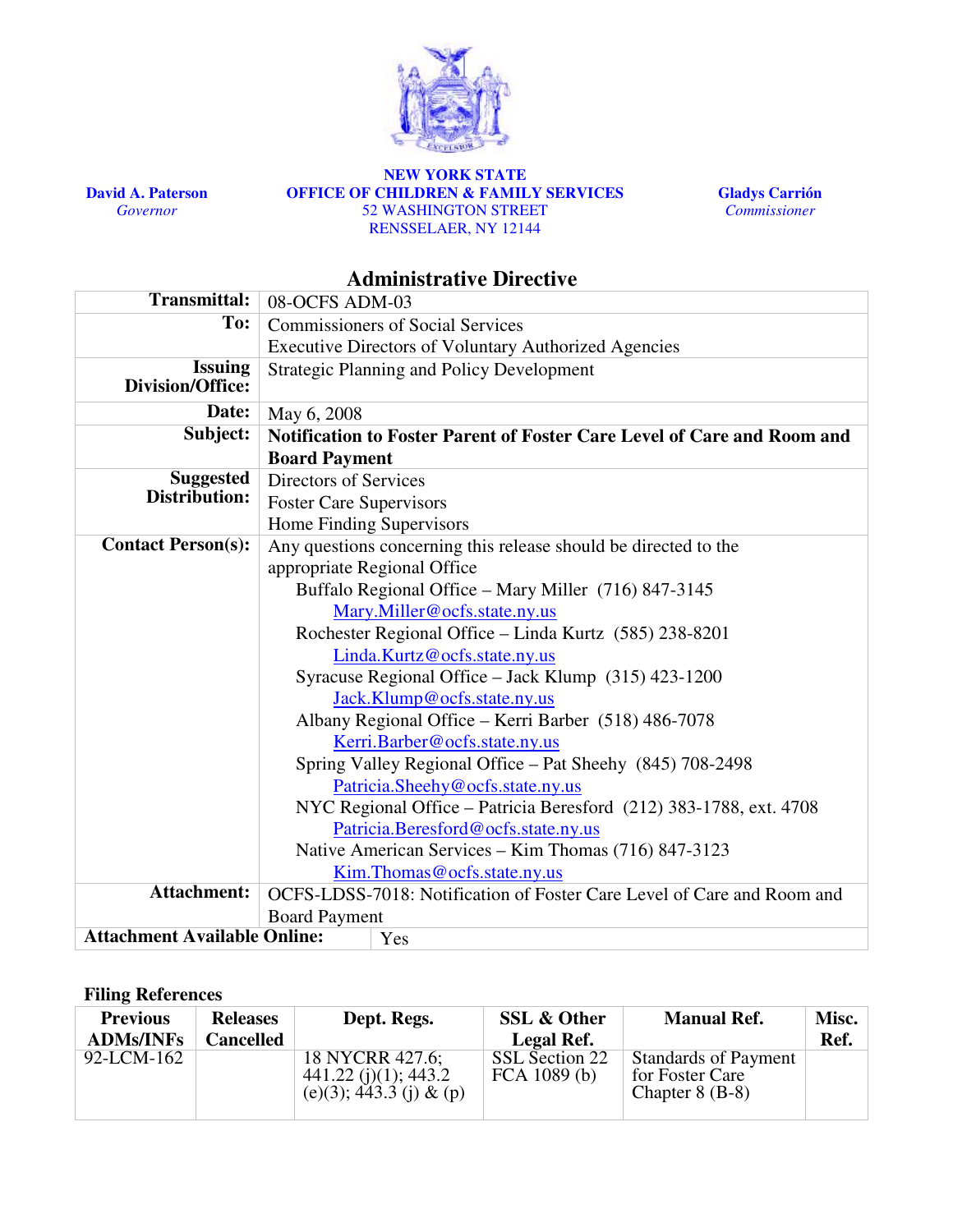**NEW YORK STATE**
**OFFICE OF CHILDREN & FAMILY SERVICES**
52 WASHINGTON STREET
RENSSELAER, NY 12144

**David A. Paterson**
*Governor*

**Gladys Carrión**
*Commissioner*

## Administrative Directive

| | |
|---|---|
| **Transmittal:** | 08-OCFS ADM-03 |
| **To:** | Commissioners of Social Services<br>Executive Directors of Voluntary Authorized Agencies |
| **Issuing Division/Office:** | Strategic Planning and Policy Development |
| **Date:** | May 6, 2008 |
| **Subject:** | **Notification to Foster Parent of Foster Care Level of Care and Room and Board Payment** |
| **Suggested Distribution:** | Directors of Services<br>Foster Care Supervisors<br>Home Finding Supervisors |
| **Contact Person(s):** | Any questions concerning this release should be directed to the appropriate Regional Office<br>Buffalo Regional Office – Mary Miller (716) 847-3145 Mary.Miller@ocfs.state.ny.us<br>Rochester Regional Office – Linda Kurtz (585) 238-8201 Linda.Kurtz@ocfs.state.ny.us<br>Syracuse Regional Office – Jack Klump (315) 423-1200 Jack.Klump@ocfs.state.ny.us<br>Albany Regional Office – Kerri Barber (518) 486-7078 Kerri.Barber@ocfs.state.ny.us<br>Spring Valley Regional Office – Pat Sheehy (845) 708-2498 Patricia.Sheehy@ocfs.state.ny.us<br>NYC Regional Office – Patricia Beresford (212) 383-1788, ext. 4708 Patricia.Beresford@ocfs.state.ny.us<br>Native American Services – Kim Thomas (716) 847-3123 Kim.Thomas@ocfs.state.ny.us |
| **Attachment:** | OCFS-LDSS-7018: Notification of Foster Care Level of Care and Room and Board Payment |
| **Attachment Available Online:** | Yes |

### Filing References

| Previous ADMs/INFs | Releases Cancelled | Dept. Regs. | SSL & Other Legal Ref. | Manual Ref. | Misc. Ref. |
|---|---|---|---|---|---|
| 92-LCM-162 | | 18 NYCRR 427.6; 441.22 (j)(1); 443.2 (e)(3); 443.3 (j) & (p) | SSL Section 22<br>FCA 1089 (b) | Standards of Payment for Foster Care Chapter 8 (B-8) | |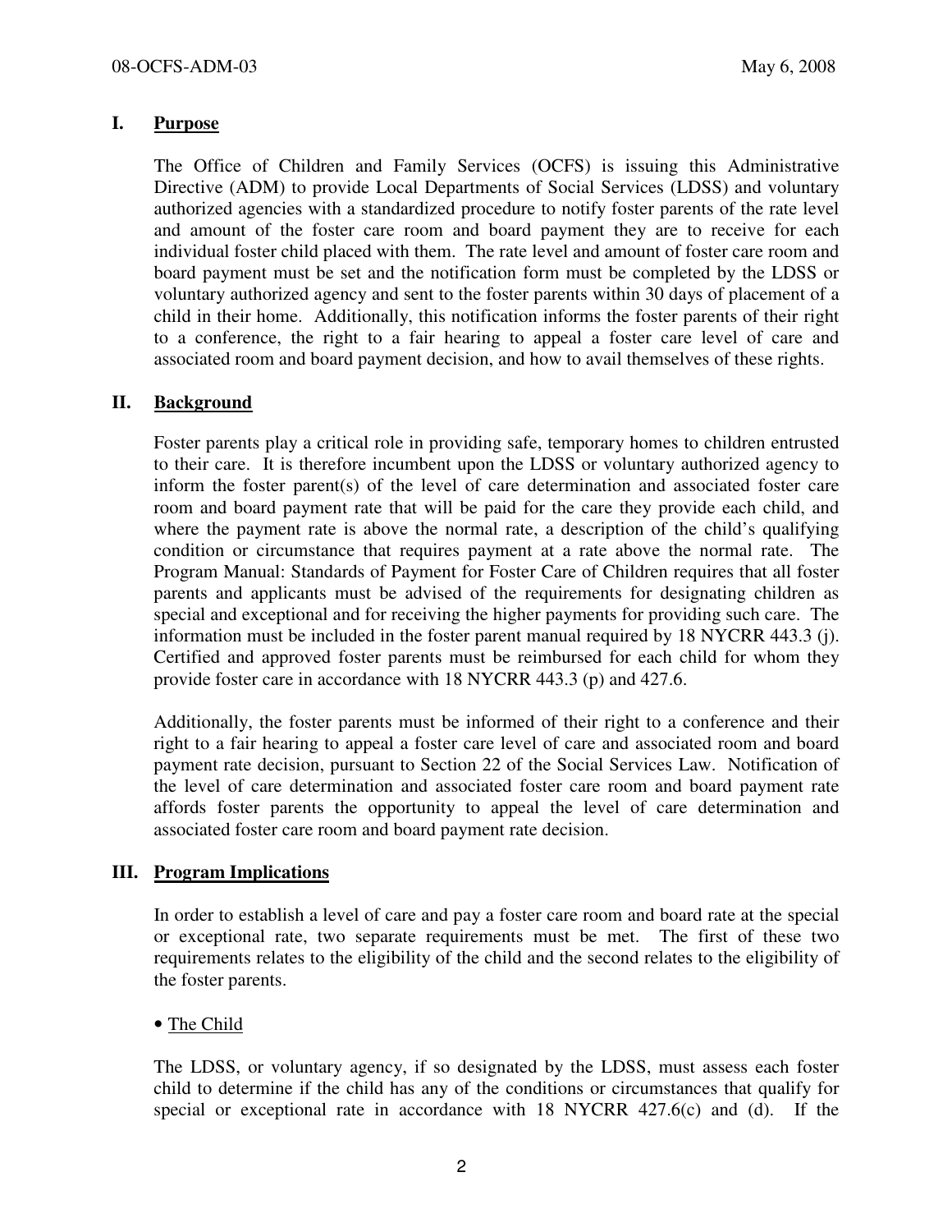## I. Purpose

The Office of Children and Family Services (OCFS) is issuing this Administrative Directive (ADM) to provide Local Departments of Social Services (LDSS) and voluntary authorized agencies with a standardized procedure to notify foster parents of the rate level and amount of the foster care room and board payment they are to receive for each individual foster child placed with them. The rate level and amount of foster care room and board payment must be set and the notification form must be completed by the LDSS or voluntary authorized agency and sent to the foster parents within 30 days of placement of a child in their home. Additionally, this notification informs the foster parents of their right to a conference, the right to a fair hearing to appeal a foster care level of care and associated room and board payment decision, and how to avail themselves of these rights.

## II. Background

Foster parents play a critical role in providing safe, temporary homes to children entrusted to their care. It is therefore incumbent upon the LDSS or voluntary authorized agency to inform the foster parent(s) of the level of care determination and associated foster care room and board payment rate that will be paid for the care they provide each child, and where the payment rate is above the normal rate, a description of the child's qualifying condition or circumstance that requires payment at a rate above the normal rate. The Program Manual: Standards of Payment for Foster Care of Children requires that all foster parents and applicants must be advised of the requirements for designating children as special and exceptional and for receiving the higher payments for providing such care. The information must be included in the foster parent manual required by 18 NYCRR 443.3 (j). Certified and approved foster parents must be reimbursed for each child for whom they provide foster care in accordance with 18 NYCRR 443.3 (p) and 427.6.

Additionally, the foster parents must be informed of their right to a conference and their right to a fair hearing to appeal a foster care level of care and associated room and board payment rate decision, pursuant to Section 22 of the Social Services Law. Notification of the level of care determination and associated foster care room and board payment rate affords foster parents the opportunity to appeal the level of care determination and associated foster care room and board payment rate decision.

## III. Program Implications

In order to establish a level of care and pay a foster care room and board rate at the special or exceptional rate, two separate requirements must be met. The first of these two requirements relates to the eligibility of the child and the second relates to the eligibility of the foster parents.

- The Child

The LDSS, or voluntary agency, if so designated by the LDSS, must assess each foster child to determine if the child has any of the conditions or circumstances that qualify for special or exceptional rate in accordance with 18 NYCRR 427.6(c) and (d). If the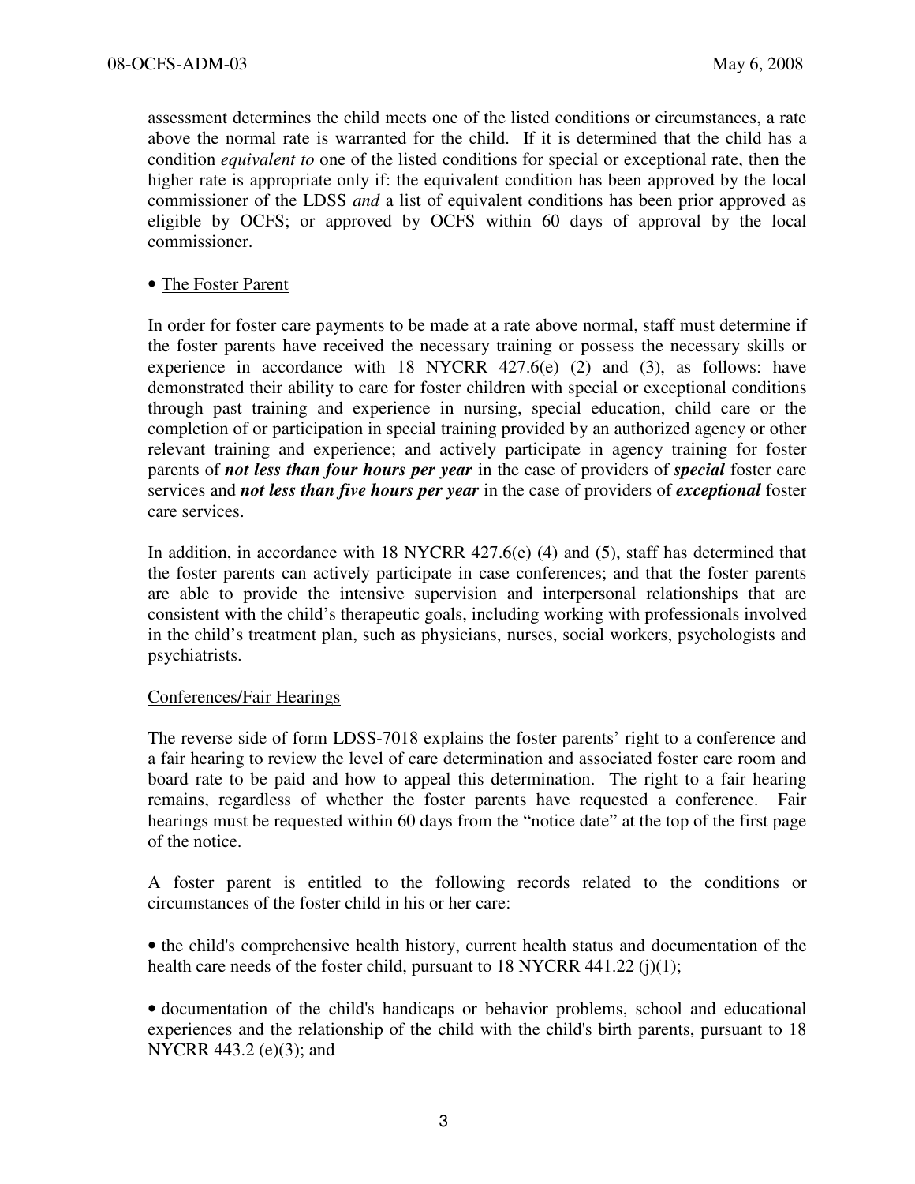assessment determines the child meets one of the listed conditions or circumstances, a rate above the normal rate is warranted for the child. If it is determined that the child has a condition *equivalent to* one of the listed conditions for special or exceptional rate, then the higher rate is appropriate only if: the equivalent condition has been approved by the local commissioner of the LDSS *and* a list of equivalent conditions has been prior approved as eligible by OCFS; or approved by OCFS within 60 days of approval by the local commissioner.

• <u>The Foster Parent</u>

In order for foster care payments to be made at a rate above normal, staff must determine if the foster parents have received the necessary training or possess the necessary skills or experience in accordance with 18 NYCRR 427.6(e) (2) and (3), as follows: have demonstrated their ability to care for foster children with special or exceptional conditions through past training and experience in nursing, special education, child care or the completion of or participation in special training provided by an authorized agency or other relevant training and experience; and actively participate in agency training for foster parents of ***not less than four hours per year*** in the case of providers of ***special*** foster care services and ***not less than five hours per year*** in the case of providers of ***exceptional*** foster care services.

In addition, in accordance with 18 NYCRR 427.6(e) (4) and (5), staff has determined that the foster parents can actively participate in case conferences; and that the foster parents are able to provide the intensive supervision and interpersonal relationships that are consistent with the child's therapeutic goals, including working with professionals involved in the child's treatment plan, such as physicians, nurses, social workers, psychologists and psychiatrists.

<u>Conferences/Fair Hearings</u>

The reverse side of form LDSS-7018 explains the foster parents' right to a conference and a fair hearing to review the level of care determination and associated foster care room and board rate to be paid and how to appeal this determination. The right to a fair hearing remains, regardless of whether the foster parents have requested a conference. Fair hearings must be requested within 60 days from the "notice date" at the top of the first page of the notice.

A foster parent is entitled to the following records related to the conditions or circumstances of the foster child in his or her care:

• the child's comprehensive health history, current health status and documentation of the health care needs of the foster child, pursuant to 18 NYCRR 441.22 (j)(1);

• documentation of the child's handicaps or behavior problems, school and educational experiences and the relationship of the child with the child's birth parents, pursuant to 18 NYCRR 443.2 (e)(3); and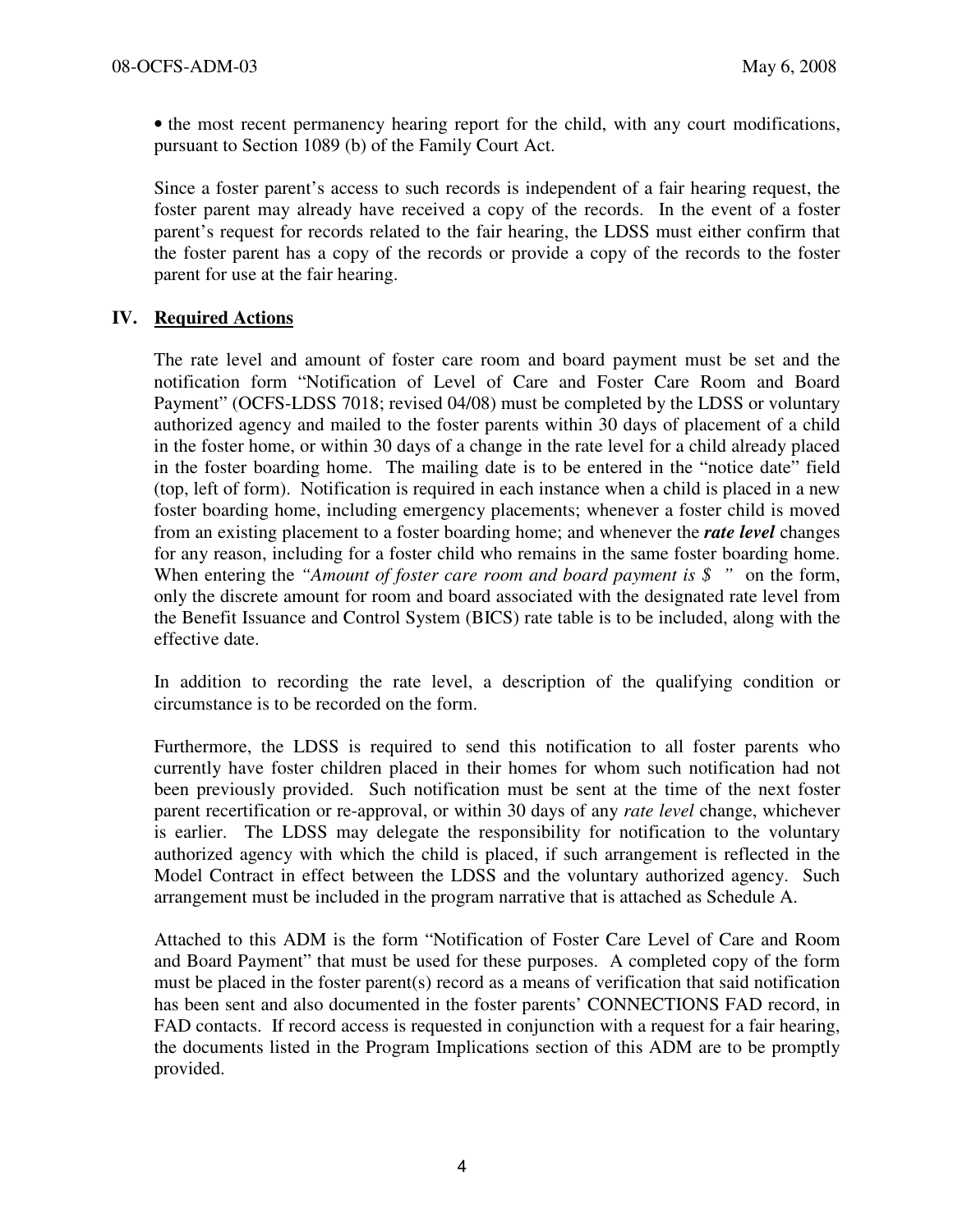• the most recent permanency hearing report for the child, with any court modifications, pursuant to Section 1089 (b) of the Family Court Act.

Since a foster parent's access to such records is independent of a fair hearing request, the foster parent may already have received a copy of the records. In the event of a foster parent's request for records related to the fair hearing, the LDSS must either confirm that the foster parent has a copy of the records or provide a copy of the records to the foster parent for use at the fair hearing.

## IV. Required Actions

The rate level and amount of foster care room and board payment must be set and the notification form "Notification of Level of Care and Foster Care Room and Board Payment" (OCFS-LDSS 7018; revised 04/08) must be completed by the LDSS or voluntary authorized agency and mailed to the foster parents within 30 days of placement of a child in the foster home, or within 30 days of a change in the rate level for a child already placed in the foster boarding home. The mailing date is to be entered in the "notice date" field (top, left of form). Notification is required in each instance when a child is placed in a new foster boarding home, including emergency placements; whenever a foster child is moved from an existing placement to a foster boarding home; and whenever the ***rate level*** changes for any reason, including for a foster child who remains in the same foster boarding home. When entering the *"Amount of foster care room and board payment is $ "* on the form, only the discrete amount for room and board associated with the designated rate level from the Benefit Issuance and Control System (BICS) rate table is to be included, along with the effective date.

In addition to recording the rate level, a description of the qualifying condition or circumstance is to be recorded on the form.

Furthermore, the LDSS is required to send this notification to all foster parents who currently have foster children placed in their homes for whom such notification had not been previously provided. Such notification must be sent at the time of the next foster parent recertification or re-approval, or within 30 days of any *rate level* change, whichever is earlier. The LDSS may delegate the responsibility for notification to the voluntary authorized agency with which the child is placed, if such arrangement is reflected in the Model Contract in effect between the LDSS and the voluntary authorized agency. Such arrangement must be included in the program narrative that is attached as Schedule A.

Attached to this ADM is the form "Notification of Foster Care Level of Care and Room and Board Payment" that must be used for these purposes. A completed copy of the form must be placed in the foster parent(s) record as a means of verification that said notification has been sent and also documented in the foster parents' CONNECTIONS FAD record, in FAD contacts. If record access is requested in conjunction with a request for a fair hearing, the documents listed in the Program Implications section of this ADM are to be promptly provided.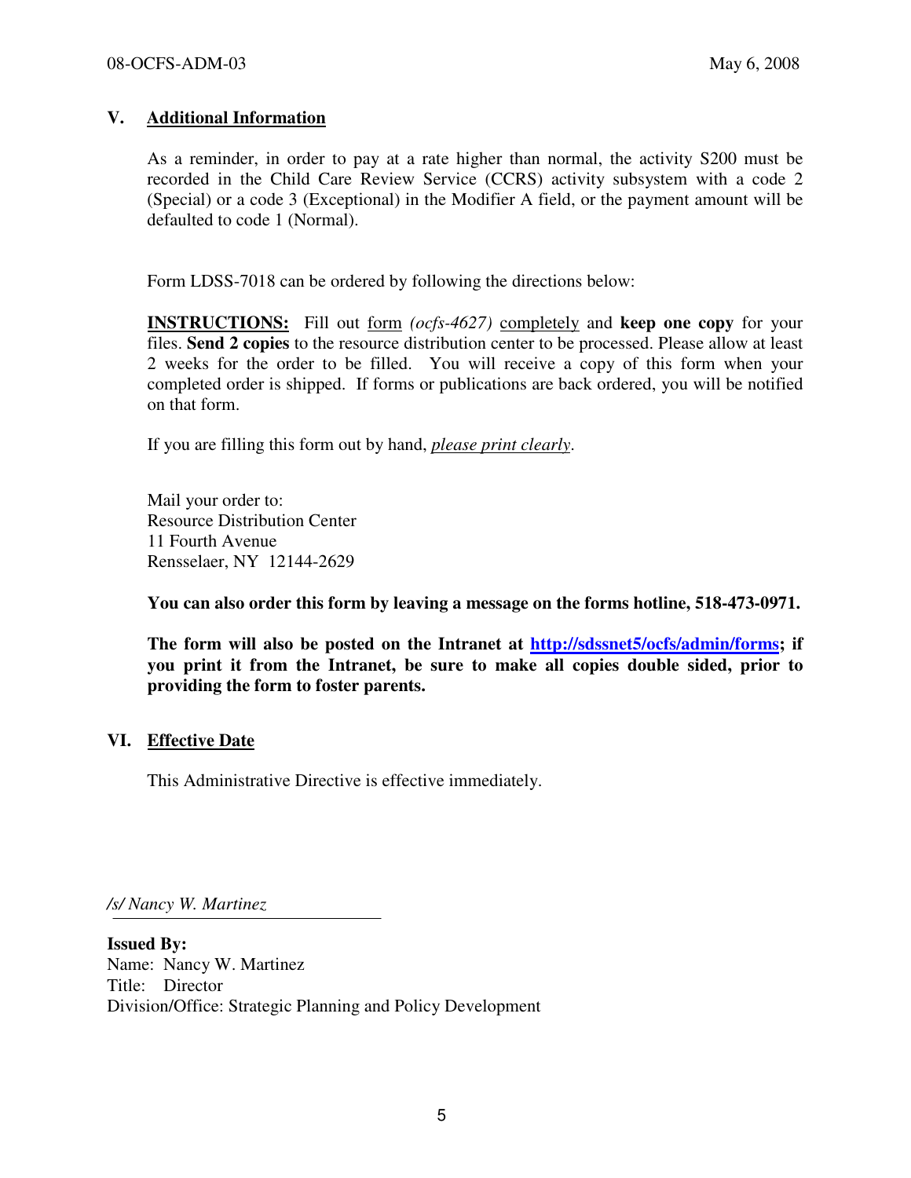## V. Additional Information

As a reminder, in order to pay at a rate higher than normal, the activity S200 must be recorded in the Child Care Review Service (CCRS) activity subsystem with a code 2 (Special) or a code 3 (Exceptional) in the Modifier A field, or the payment amount will be defaulted to code 1 (Normal).

Form LDSS-7018 can be ordered by following the directions below:

**INSTRUCTIONS:** Fill out form *(ocfs-4627)* completely and **keep one copy** for your files. **Send 2 copies** to the resource distribution center to be processed. Please allow at least 2 weeks for the order to be filled. You will receive a copy of this form when your completed order is shipped. If forms or publications are back ordered, you will be notified on that form.

If you are filling this form out by hand, *please print clearly*.

Mail your order to:
Resource Distribution Center
11 Fourth Avenue
Rensselaer, NY 12144-2629

**You can also order this form by leaving a message on the forms hotline, 518-473-0971.**

**The form will also be posted on the Intranet at [http://sdssnet5/ocfs/admin/forms](http://sdssnet5/ocfs/admin/forms); if you print it from the Intranet, be sure to make all copies double sided, prior to providing the form to foster parents.**

## VI. Effective Date

This Administrative Directive is effective immediately.

*/s/ Nancy W. Martinez*

**Issued By:**
Name: Nancy W. Martinez
Title: Director
Division/Office: Strategic Planning and Policy Development